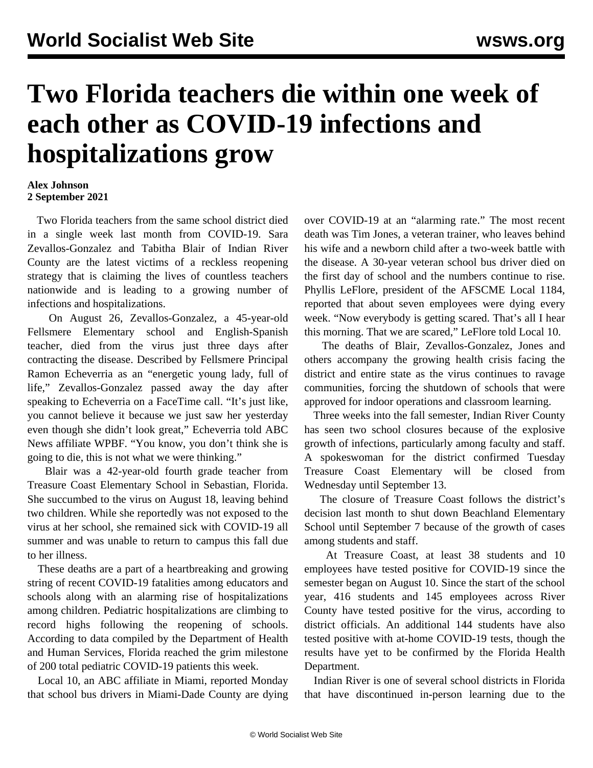# Two Florida teachers die within one week of each other as COVID-19 infections and hospitalizations grow

**Alex Johnson**
**2 September 2021**

Two Florida teachers from the same school district died in a single week last month from COVID-19. Sara Zevallos-Gonzalez and Tabitha Blair of Indian River County are the latest victims of a reckless reopening strategy that is claiming the lives of countless teachers nationwide and is leading to a growing number of infections and hospitalizations.

On August 26, Zevallos-Gonzalez, a 45-year-old Fellsmere Elementary school and English-Spanish teacher, died from the virus just three days after contracting the disease. Described by Fellsmere Principal Ramon Echeverria as an "energetic young lady, full of life," Zevallos-Gonzalez passed away the day after speaking to Echeverria on a FaceTime call. "It's just like, you cannot believe it because we just saw her yesterday even though she didn't look great," Echeverria told ABC News affiliate WPBF. "You know, you don't think she is going to die, this is not what we were thinking."

Blair was a 42-year-old fourth grade teacher from Treasure Coast Elementary School in Sebastian, Florida. She succumbed to the virus on August 18, leaving behind two children. While she reportedly was not exposed to the virus at her school, she remained sick with COVID-19 all summer and was unable to return to campus this fall due to her illness.

These deaths are a part of a heartbreaking and growing string of recent COVID-19 fatalities among educators and schools along with an alarming rise of hospitalizations among children. Pediatric hospitalizations are climbing to record highs following the reopening of schools. According to data compiled by the Department of Health and Human Services, Florida reached the grim milestone of 200 total pediatric COVID-19 patients this week.

Local 10, an ABC affiliate in Miami, reported Monday that school bus drivers in Miami-Dade County are dying over COVID-19 at an "alarming rate." The most recent death was Tim Jones, a veteran trainer, who leaves behind his wife and a newborn child after a two-week battle with the disease. A 30-year veteran school bus driver died on the first day of school and the numbers continue to rise. Phyllis LeFlore, president of the AFSCME Local 1184, reported that about seven employees were dying every week. "Now everybody is getting scared. That's all I hear this morning. That we are scared," LeFlore told Local 10.

The deaths of Blair, Zevallos-Gonzalez, Jones and others accompany the growing health crisis facing the district and entire state as the virus continues to ravage communities, forcing the shutdown of schools that were approved for indoor operations and classroom learning.

Three weeks into the fall semester, Indian River County has seen two school closures because of the explosive growth of infections, particularly among faculty and staff. A spokeswoman for the district confirmed Tuesday Treasure Coast Elementary will be closed from Wednesday until September 13.

The closure of Treasure Coast follows the district's decision last month to shut down Beachland Elementary School until September 7 because of the growth of cases among students and staff.

At Treasure Coast, at least 38 students and 10 employees have tested positive for COVID-19 since the semester began on August 10. Since the start of the school year, 416 students and 145 employees across River County have tested positive for the virus, according to district officials. An additional 144 students have also tested positive with at-home COVID-19 tests, though the results have yet to be confirmed by the Florida Health Department.

Indian River is one of several school districts in Florida that have discontinued in-person learning due to the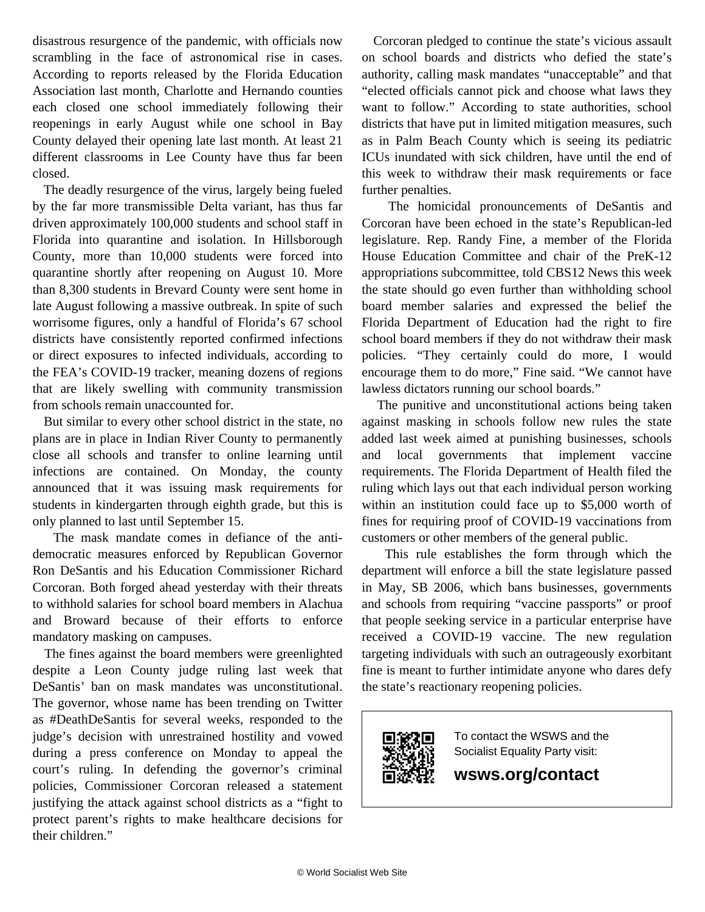disastrous resurgence of the pandemic, with officials now scrambling in the face of astronomical rise in cases. According to reports released by the Florida Education Association last month, Charlotte and Hernando counties each closed one school immediately following their reopenings in early August while one school in Bay County delayed their opening late last month. At least 21 different classrooms in Lee County have thus far been closed.

The deadly resurgence of the virus, largely being fueled by the far more transmissible Delta variant, has thus far driven approximately 100,000 students and school staff in Florida into quarantine and isolation. In Hillsborough County, more than 10,000 students were forced into quarantine shortly after reopening on August 10. More than 8,300 students in Brevard County were sent home in late August following a massive outbreak. In spite of such worrisome figures, only a handful of Florida's 67 school districts have consistently reported confirmed infections or direct exposures to infected individuals, according to the FEA's COVID-19 tracker, meaning dozens of regions that are likely swelling with community transmission from schools remain unaccounted for.

But similar to every other school district in the state, no plans are in place in Indian River County to permanently close all schools and transfer to online learning until infections are contained. On Monday, the county announced that it was issuing mask requirements for students in kindergarten through eighth grade, but this is only planned to last until September 15.

The mask mandate comes in defiance of the anti-democratic measures enforced by Republican Governor Ron DeSantis and his Education Commissioner Richard Corcoran. Both forged ahead yesterday with their threats to withhold salaries for school board members in Alachua and Broward because of their efforts to enforce mandatory masking on campuses.

The fines against the board members were greenlighted despite a Leon County judge ruling last week that DeSantis' ban on mask mandates was unconstitutional. The governor, whose name has been trending on Twitter as #DeathDeSantis for several weeks, responded to the judge's decision with unrestrained hostility and vowed during a press conference on Monday to appeal the court's ruling. In defending the governor's criminal policies, Commissioner Corcoran released a statement justifying the attack against school districts as a "fight to protect parent's rights to make healthcare decisions for their children."

Corcoran pledged to continue the state's vicious assault on school boards and districts who defied the state's authority, calling mask mandates "unacceptable" and that "elected officials cannot pick and choose what laws they want to follow." According to state authorities, school districts that have put in limited mitigation measures, such as in Palm Beach County which is seeing its pediatric ICUs inundated with sick children, have until the end of this week to withdraw their mask requirements or face further penalties.

The homicidal pronouncements of DeSantis and Corcoran have been echoed in the state's Republican-led legislature. Rep. Randy Fine, a member of the Florida House Education Committee and chair of the PreK-12 appropriations subcommittee, told CBS12 News this week the state should go even further than withholding school board member salaries and expressed the belief the Florida Department of Education had the right to fire school board members if they do not withdraw their mask policies. "They certainly could do more, I would encourage them to do more," Fine said. "We cannot have lawless dictators running our school boards."

The punitive and unconstitutional actions being taken against masking in schools follow new rules the state added last week aimed at punishing businesses, schools and local governments that implement vaccine requirements. The Florida Department of Health filed the ruling which lays out that each individual person working within an institution could face up to $5,000 worth of fines for requiring proof of COVID-19 vaccinations from customers or other members of the general public.

This rule establishes the form through which the department will enforce a bill the state legislature passed in May, SB 2006, which bans businesses, governments and schools from requiring "vaccine passports" or proof that people seeking service in a particular enterprise have received a COVID-19 vaccine. The new regulation targeting individuals with such an outrageously exorbitant fine is meant to further intimidate anyone who dares defy the state's reactionary reopening policies.

To contact the WSWS and the Socialist Equality Party visit:

**wsws.org/contact**